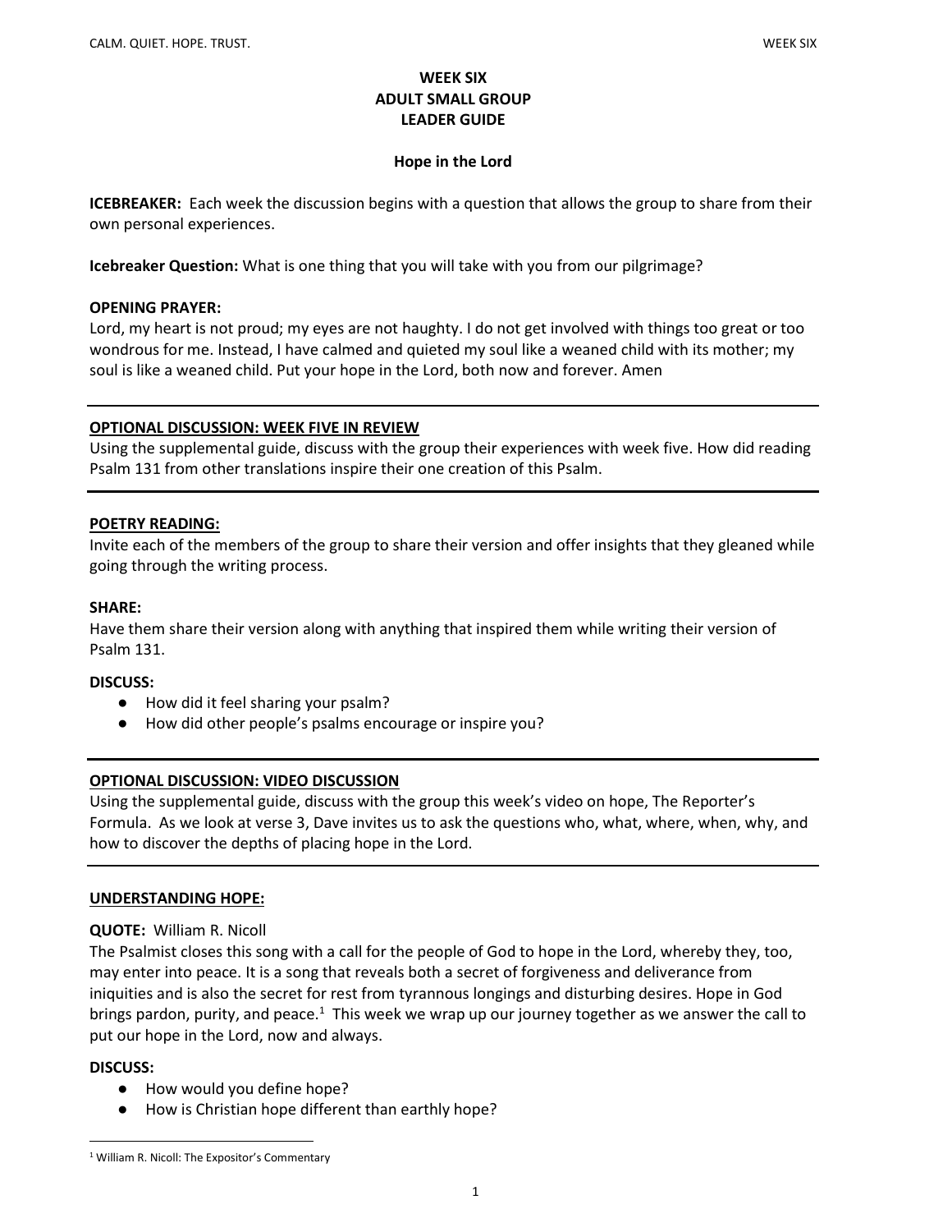# WEEK SIX
# ADULT SMALL GROUP
# LEADER GUIDE

## Hope in the Lord

**ICEBREAKER:** Each week the discussion begins with a question that allows the group to share from their own personal experiences.

**Icebreaker Question:** What is one thing that you will take with you from our pilgrimage?

**OPENING PRAYER:**
Lord, my heart is not proud; my eyes are not haughty. I do not get involved with things too great or too wondrous for me. Instead, I have calmed and quieted my soul like a weaned child with its mother; my soul is like a weaned child. Put your hope in the Lord, both now and forever. Amen

---

**OPTIONAL DISCUSSION: WEEK FIVE IN REVIEW**
Using the supplemental guide, discuss with the group their experiences with week five. How did reading Psalm 131 from other translations inspire their one creation of this Psalm.

---

**POETRY READING:**
Invite each of the members of the group to share their version and offer insights that they gleaned while going through the writing process.

**SHARE:**
Have them share their version along with anything that inspired them while writing their version of Psalm 131.

**DISCUSS:**

- How did it feel sharing your psalm?
- How did other people's psalms encourage or inspire you?

---

**OPTIONAL DISCUSSION: VIDEO DISCUSSION**
Using the supplemental guide, discuss with the group this week's video on hope, The Reporter's Formula. As we look at verse 3, Dave invites us to ask the questions who, what, where, when, why, and how to discover the depths of placing hope in the Lord.

---

**UNDERSTANDING HOPE:**

**QUOTE:** William R. Nicoll
The Psalmist closes this song with a call for the people of God to hope in the Lord, whereby they, too, may enter into peace. It is a song that reveals both a secret of forgiveness and deliverance from iniquities and is also the secret for rest from tyrannous longings and disturbing desires. Hope in God brings pardon, purity, and peace.[1] This week we wrap up our journey together as we answer the call to put our hope in the Lord, now and always.

**DISCUSS:**

- How would you define hope?
- How is Christian hope different than earthly hope?

[1] William R. Nicoll: The Expositor's Commentary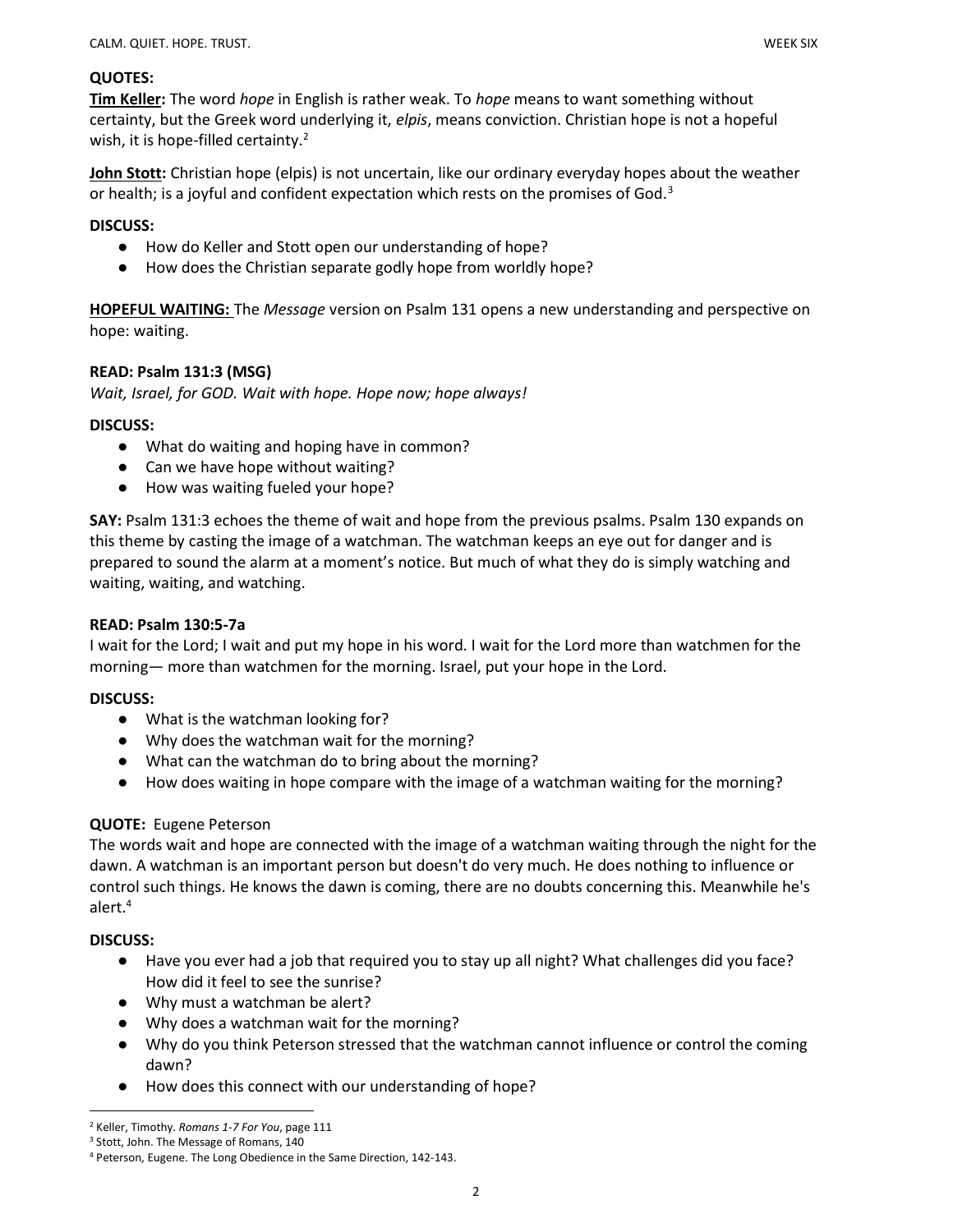**QUOTES:**

**Tim Keller:** The word *hope* in English is rather weak. To *hope* means to want something without certainty, but the Greek word underlying it, *elpis*, means conviction. Christian hope is not a hopeful wish, it is hope-filled certainty.[2]

**John Stott:** Christian hope (elpis) is not uncertain, like our ordinary everyday hopes about the weather or health; is a joyful and confident expectation which rests on the promises of God.[3]

**DISCUSS:**

- How do Keller and Stott open our understanding of hope?
- How does the Christian separate godly hope from worldly hope?

**HOPEFUL WAITING:** The *Message* version on Psalm 131 opens a new understanding and perspective on hope: waiting.

**READ: Psalm 131:3 (MSG)**

*Wait, Israel, for GOD. Wait with hope. Hope now; hope always!*

**DISCUSS:**

- What do waiting and hoping have in common?
- Can we have hope without waiting?
- How was waiting fueled your hope?

**SAY:** Psalm 131:3 echoes the theme of wait and hope from the previous psalms. Psalm 130 expands on this theme by casting the image of a watchman. The watchman keeps an eye out for danger and is prepared to sound the alarm at a moment's notice. But much of what they do is simply watching and waiting, waiting, and watching.

**READ: Psalm 130:5-7a**

I wait for the Lord; I wait and put my hope in his word. I wait for the Lord more than watchmen for the morning— more than watchmen for the morning. Israel, put your hope in the Lord.

**DISCUSS:**

- What is the watchman looking for?
- Why does the watchman wait for the morning?
- What can the watchman do to bring about the morning?
- How does waiting in hope compare with the image of a watchman waiting for the morning?

**QUOTE:** Eugene Peterson

The words wait and hope are connected with the image of a watchman waiting through the night for the dawn. A watchman is an important person but doesn't do very much. He does nothing to influence or control such things. He knows the dawn is coming, there are no doubts concerning this. Meanwhile he's alert.[4]

**DISCUSS:**

- Have you ever had a job that required you to stay up all night? What challenges did you face? How did it feel to see the sunrise?
- Why must a watchman be alert?
- Why does a watchman wait for the morning?
- Why do you think Peterson stressed that the watchman cannot influence or control the coming dawn?
- How does this connect with our understanding of hope?

---

[2] Keller, Timothy. *Romans 1-7 For You*, page 111

[3] Stott, John. The Message of Romans, 140

[4] Peterson, Eugene. The Long Obedience in the Same Direction, 142-143.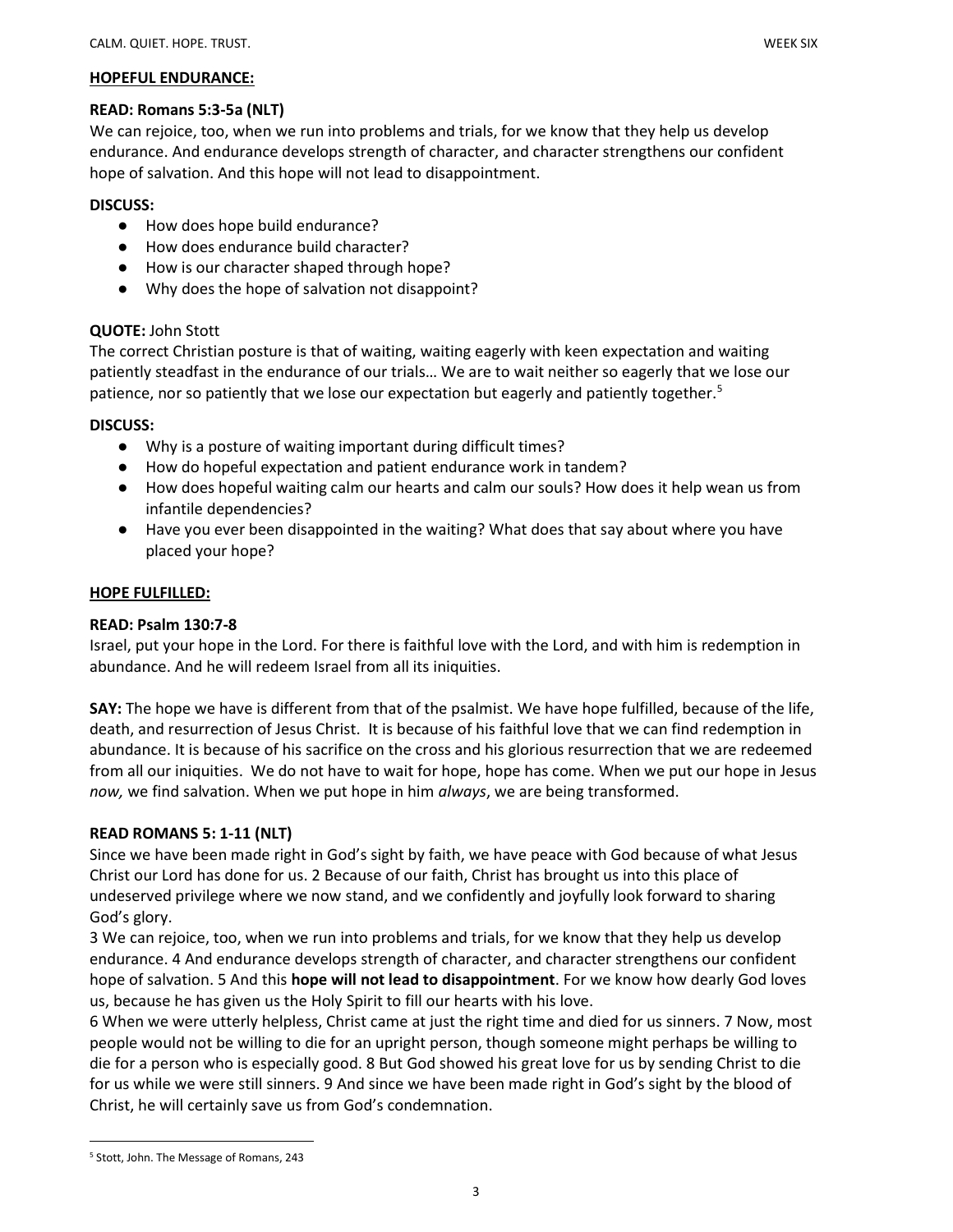**HOPEFUL ENDURANCE:**

**READ: Romans 5:3-5a (NLT)**
We can rejoice, too, when we run into problems and trials, for we know that they help us develop endurance. And endurance develops strength of character, and character strengthens our confident hope of salvation. And this hope will not lead to disappointment.

**DISCUSS:**

- How does hope build endurance?
- How does endurance build character?
- How is our character shaped through hope?
- Why does the hope of salvation not disappoint?

**QUOTE:** John Stott
The correct Christian posture is that of waiting, waiting eagerly with keen expectation and waiting patiently steadfast in the endurance of our trials… We are to wait neither so eagerly that we lose our patience, nor so patiently that we lose our expectation but eagerly and patiently together.[5]

**DISCUSS:**

- Why is a posture of waiting important during difficult times?
- How do hopeful expectation and patient endurance work in tandem?
- How does hopeful waiting calm our hearts and calm our souls? How does it help wean us from infantile dependencies?
- Have you ever been disappointed in the waiting? What does that say about where you have placed your hope?

**HOPE FULFILLED:**

**READ: Psalm 130:7-8**
Israel, put your hope in the Lord. For there is faithful love with the Lord, and with him is redemption in abundance. And he will redeem Israel from all its iniquities.

**SAY:** The hope we have is different from that of the psalmist. We have hope fulfilled, because of the life, death, and resurrection of Jesus Christ. It is because of his faithful love that we can find redemption in abundance. It is because of his sacrifice on the cross and his glorious resurrection that we are redeemed from all our iniquities. We do not have to wait for hope, hope has come. When we put our hope in Jesus *now,* we find salvation. When we put hope in him *always*, we are being transformed.

**READ ROMANS 5: 1-11 (NLT)**
Since we have been made right in God's sight by faith, we have peace with God because of what Jesus Christ our Lord has done for us. 2 Because of our faith, Christ has brought us into this place of undeserved privilege where we now stand, and we confidently and joyfully look forward to sharing God's glory.
3 We can rejoice, too, when we run into problems and trials, for we know that they help us develop endurance. 4 And endurance develops strength of character, and character strengthens our confident hope of salvation. 5 And this **hope will not lead to disappointment**. For we know how dearly God loves us, because he has given us the Holy Spirit to fill our hearts with his love.
6 When we were utterly helpless, Christ came at just the right time and died for us sinners. 7 Now, most people would not be willing to die for an upright person, though someone might perhaps be willing to die for a person who is especially good. 8 But God showed his great love for us by sending Christ to die for us while we were still sinners. 9 And since we have been made right in God's sight by the blood of Christ, he will certainly save us from God's condemnation.

[5] Stott, John. The Message of Romans, 243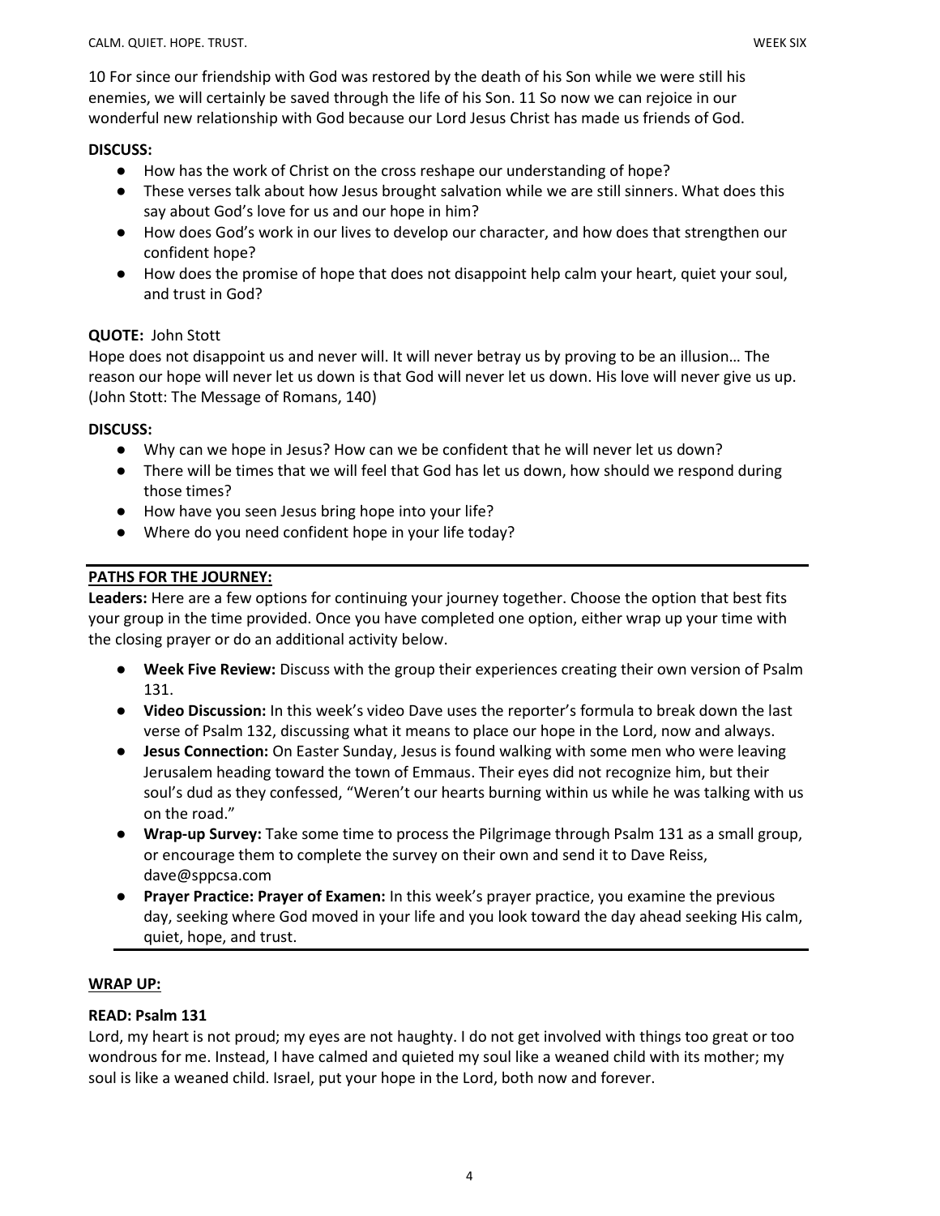10 For since our friendship with God was restored by the death of his Son while we were still his enemies, we will certainly be saved through the life of his Son. 11 So now we can rejoice in our wonderful new relationship with God because our Lord Jesus Christ has made us friends of God.

**DISCUSS:**

- How has the work of Christ on the cross reshape our understanding of hope?
- These verses talk about how Jesus brought salvation while we are still sinners. What does this say about God's love for us and our hope in him?
- How does God's work in our lives to develop our character, and how does that strengthen our confident hope?
- How does the promise of hope that does not disappoint help calm your heart, quiet your soul, and trust in God?

**QUOTE:** John Stott

Hope does not disappoint us and never will. It will never betray us by proving to be an illusion… The reason our hope will never let us down is that God will never let us down. His love will never give us up. (John Stott: The Message of Romans, 140)

**DISCUSS:**

- Why can we hope in Jesus? How can we be confident that he will never let us down?
- There will be times that we will feel that God has let us down, how should we respond during those times?
- How have you seen Jesus bring hope into your life?
- Where do you need confident hope in your life today?

---

**PATHS FOR THE JOURNEY:**

**Leaders:** Here are a few options for continuing your journey together. Choose the option that best fits your group in the time provided. Once you have completed one option, either wrap up your time with the closing prayer or do an additional activity below.

- **Week Five Review:** Discuss with the group their experiences creating their own version of Psalm 131.
- **Video Discussion:** In this week's video Dave uses the reporter's formula to break down the last verse of Psalm 132, discussing what it means to place our hope in the Lord, now and always.
- **Jesus Connection:** On Easter Sunday, Jesus is found walking with some men who were leaving Jerusalem heading toward the town of Emmaus. Their eyes did not recognize him, but their soul's dud as they confessed, "Weren't our hearts burning within us while he was talking with us on the road."
- **Wrap-up Survey:** Take some time to process the Pilgrimage through Psalm 131 as a small group, or encourage them to complete the survey on their own and send it to Dave Reiss, dave@sppcsa.com
- **Prayer Practice: Prayer of Examen:** In this week's prayer practice, you examine the previous day, seeking where God moved in your life and you look toward the day ahead seeking His calm, quiet, hope, and trust.

---

**WRAP UP:**

**READ: Psalm 131**

Lord, my heart is not proud; my eyes are not haughty. I do not get involved with things too great or too wondrous for me. Instead, I have calmed and quieted my soul like a weaned child with its mother; my soul is like a weaned child. Israel, put your hope in the Lord, both now and forever.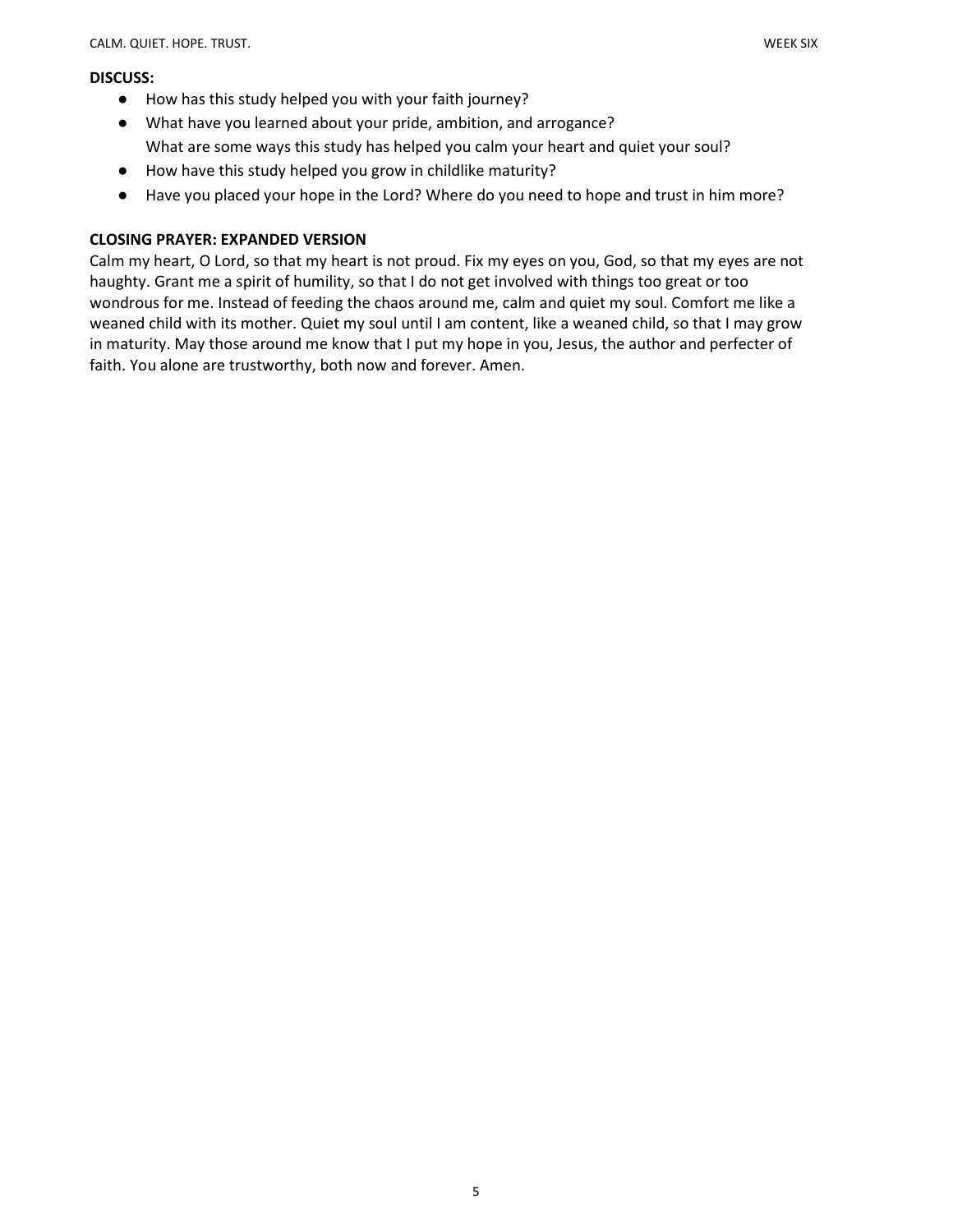**DISCUSS:**

- How has this study helped you with your faith journey?
- What have you learned about your pride, ambition, and arrogance?
  What are some ways this study has helped you calm your heart and quiet your soul?
- How have this study helped you grow in childlike maturity?
- Have you placed your hope in the Lord? Where do you need to hope and trust in him more?

**CLOSING PRAYER: EXPANDED VERSION**

Calm my heart, O Lord, so that my heart is not proud. Fix my eyes on you, God, so that my eyes are not haughty. Grant me a spirit of humility, so that I do not get involved with things too great or too wondrous for me. Instead of feeding the chaos around me, calm and quiet my soul. Comfort me like a weaned child with its mother. Quiet my soul until I am content, like a weaned child, so that I may grow in maturity. May those around me know that I put my hope in you, Jesus, the author and perfecter of faith. You alone are trustworthy, both now and forever. Amen.